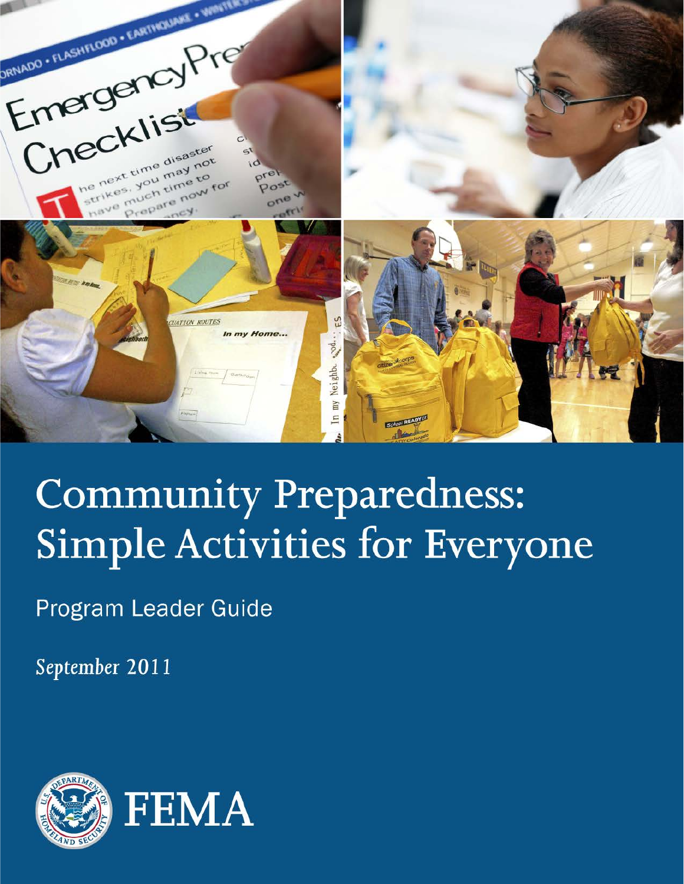# Community Preparedness: Simple Activities for Everyone

Program Leader Guide

*September 2011*

FEMA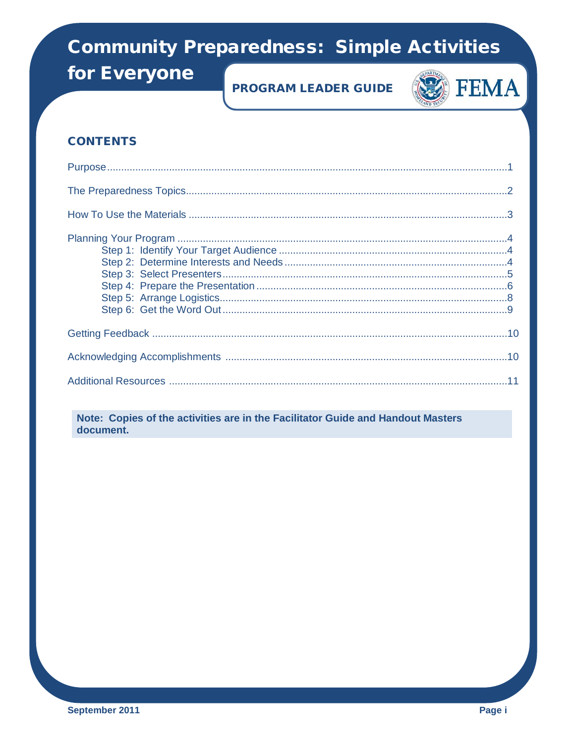# Community Preparedness: Simple Activities for Everyone

**PROGRAM LEADER GUIDE**

## CONTENTS

Purpose....................................................................................................................................1

The Preparedness Topics.........................................................................................................2

How To Use the Materials .......................................................................................................3

Planning Your Program ............................................................................................................4

- Step 1: Identify Your Target Audience ................................................................................4
- Step 2: Determine Interests and Needs ..............................................................................4
- Step 3: Select Presenters ....................................................................................................5
- Step 4: Prepare the Presentation ........................................................................................6
- Step 5: Arrange Logistics....................................................................................................8
- Step 6: Get the Word Out ....................................................................................................9

Getting Feedback ....................................................................................................................10

Acknowledging Accomplishments ..........................................................................................10

Additional Resources ..............................................................................................................11

**Note: Copies of the activities are in the Facilitator Guide and Handout Masters document.**

September 2011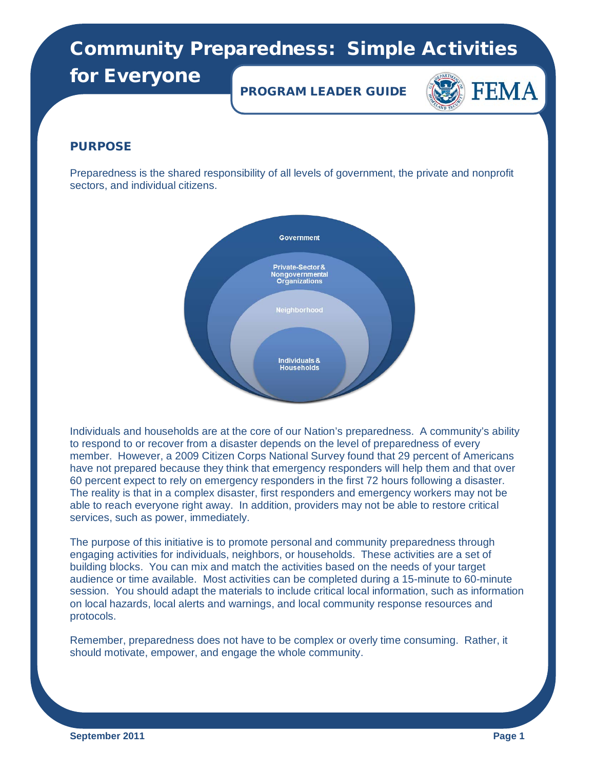# Community Preparedness: Simple Activities for Everyone

**PROGRAM LEADER GUIDE**

FEMA

## PURPOSE

Preparedness is the shared responsibility of all levels of government, the private and nonprofit sectors, and individual citizens.

Government

Private-Sector & Nongovernmental Organizations

Neighborhood

Individuals & Households

Individuals and households are at the core of our Nation's preparedness. A community's ability to respond to or recover from a disaster depends on the level of preparedness of every member. However, a 2009 Citizen Corps National Survey found that 29 percent of Americans have not prepared because they think that emergency responders will help them and that over 60 percent expect to rely on emergency responders in the first 72 hours following a disaster. The reality is that in a complex disaster, first responders and emergency workers may not be able to reach everyone right away. In addition, providers may not be able to restore critical services, such as power, immediately.

The purpose of this initiative is to promote personal and community preparedness through engaging activities for individuals, neighbors, or households. These activities are a set of building blocks. You can mix and match the activities based on the needs of your target audience or time available. Most activities can be completed during a 15-minute to 60-minute session. You should adapt the materials to include critical local information, such as information on local hazards, local alerts and warnings, and local community response resources and protocols.

Remember, preparedness does not have to be complex or overly time consuming. Rather, it should motivate, empower, and engage the whole community.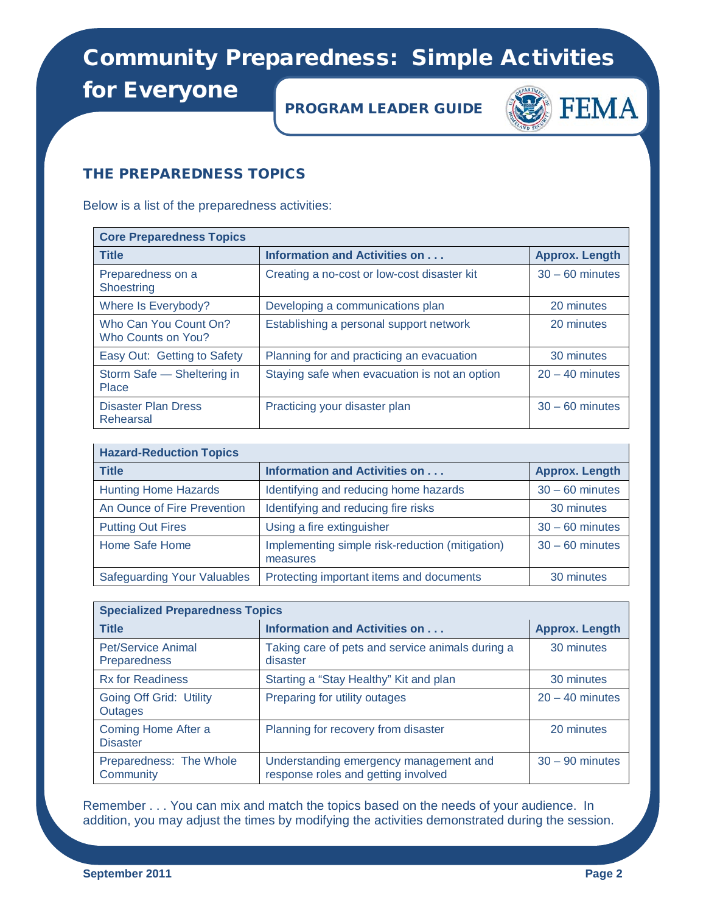# Community Preparedness: Simple Activities for Everyone

**PROGRAM LEADER GUIDE**

## THE PREPAREDNESS TOPICS

Below is a list of the preparedness activities:

| Core Preparedness Topics | | |
|---|---|---|
| **Title** | **Information and Activities on . . .** | **Approx. Length** |
| Preparedness on a Shoestring | Creating a no-cost or low-cost disaster kit | 30 – 60 minutes |
| Where Is Everybody? | Developing a communications plan | 20 minutes |
| Who Can You Count On? Who Counts on You? | Establishing a personal support network | 20 minutes |
| Easy Out: Getting to Safety | Planning for and practicing an evacuation | 30 minutes |
| Storm Safe — Sheltering in Place | Staying safe when evacuation is not an option | 20 – 40 minutes |
| Disaster Plan Dress Rehearsal | Practicing your disaster plan | 30 – 60 minutes |

| Hazard-Reduction Topics | | |
|---|---|---|
| **Title** | **Information and Activities on . . .** | **Approx. Length** |
| Hunting Home Hazards | Identifying and reducing home hazards | 30 – 60 minutes |
| An Ounce of Fire Prevention | Identifying and reducing fire risks | 30 minutes |
| Putting Out Fires | Using a fire extinguisher | 30 – 60 minutes |
| Home Safe Home | Implementing simple risk-reduction (mitigation) measures | 30 – 60 minutes |
| Safeguarding Your Valuables | Protecting important items and documents | 30 minutes |

| Specialized Preparedness Topics | | |
|---|---|---|
| **Title** | **Information and Activities on . . .** | **Approx. Length** |
| Pet/Service Animal Preparedness | Taking care of pets and service animals during a disaster | 30 minutes |
| Rx for Readiness | Starting a “Stay Healthy” Kit and plan | 30 minutes |
| Going Off Grid: Utility Outages | Preparing for utility outages | 20 – 40 minutes |
| Coming Home After a Disaster | Planning for recovery from disaster | 20 minutes |
| Preparedness: The Whole Community | Understanding emergency management and response roles and getting involved | 30 – 90 minutes |

Remember . . . You can mix and match the topics based on the needs of your audience. In addition, you may adjust the times by modifying the activities demonstrated during the session.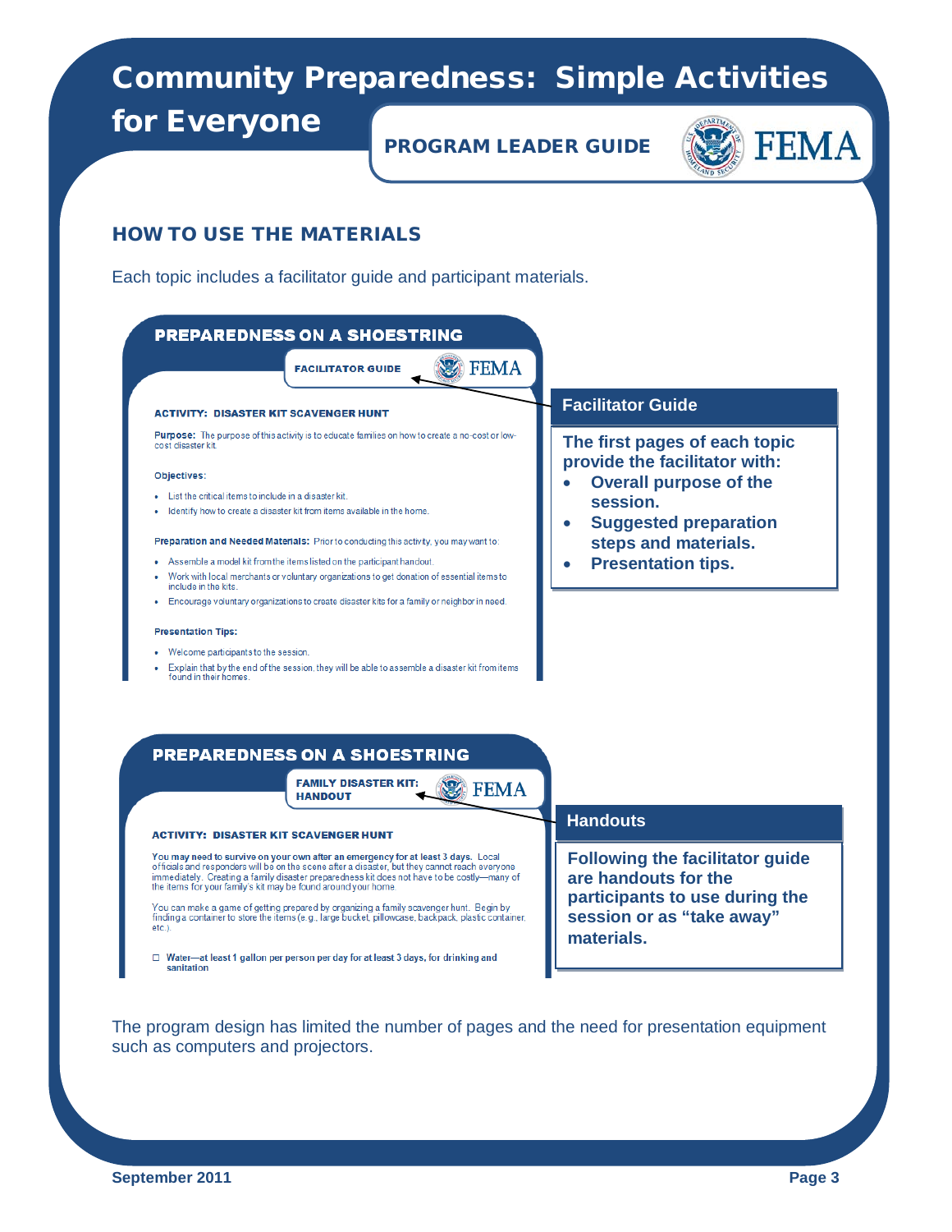## HOW TO USE THE MATERIALS

Each topic includes a facilitator guide and participant materials.

**PREPAREDNESS ON A SHOESTRING**

**FACILITATOR GUIDE** FEMA

**ACTIVITY: DISASTER KIT SCAVENGER HUNT**

**Purpose:** The purpose of this activity is to educate families on how to create a no-cost or low-cost disaster kit.

**Objectives:**

- List the critical items to include in a disaster kit.
- Identify how to create a disaster kit from items available in the home.

**Preparation and Needed Materials:** Prior to conducting this activity, you may want to:

- Assemble a model kit from the items listed on the participant handout.
- Work with local merchants or voluntary organizations to get donation of essential items to include in the kits.
- Encourage voluntary organizations to create disaster kits for a family or neighbor in need.

**Presentation Tips:**

- Welcome participants to the session.
- Explain that by the end of the session, they will be able to assemble a disaster kit from items found in their homes.

**Facilitator Guide**

**The first pages of each topic provide the facilitator with:**

- **Overall purpose of the session.**
- **Suggested preparation steps and materials.**
- **Presentation tips.**

**PREPAREDNESS ON A SHOESTRING**

**FAMILY DISASTER KIT: HANDOUT** FEMA

**ACTIVITY: DISASTER KIT SCAVENGER HUNT**

**You may need to survive on your own after an emergency for at least 3 days.** Local officials and responders will be on the scene after a disaster, but they cannot reach everyone immediately. Creating a family disaster preparedness kit does not have to be costly—many of the items for your family's kit may be found around your home.

You can make a game of getting prepared by organizing a family scavenger hunt. Begin by finding a container to store the items (e.g., large bucket, pillowcase, backpack, plastic container, etc.).

☐ **Water—at least 1 gallon per person per day for at least 3 days, for drinking and sanitation**

**Handouts**

**Following the facilitator guide are handouts for the participants to use during the session or as "take away" materials.**

The program design has limited the number of pages and the need for presentation equipment such as computers and projectors.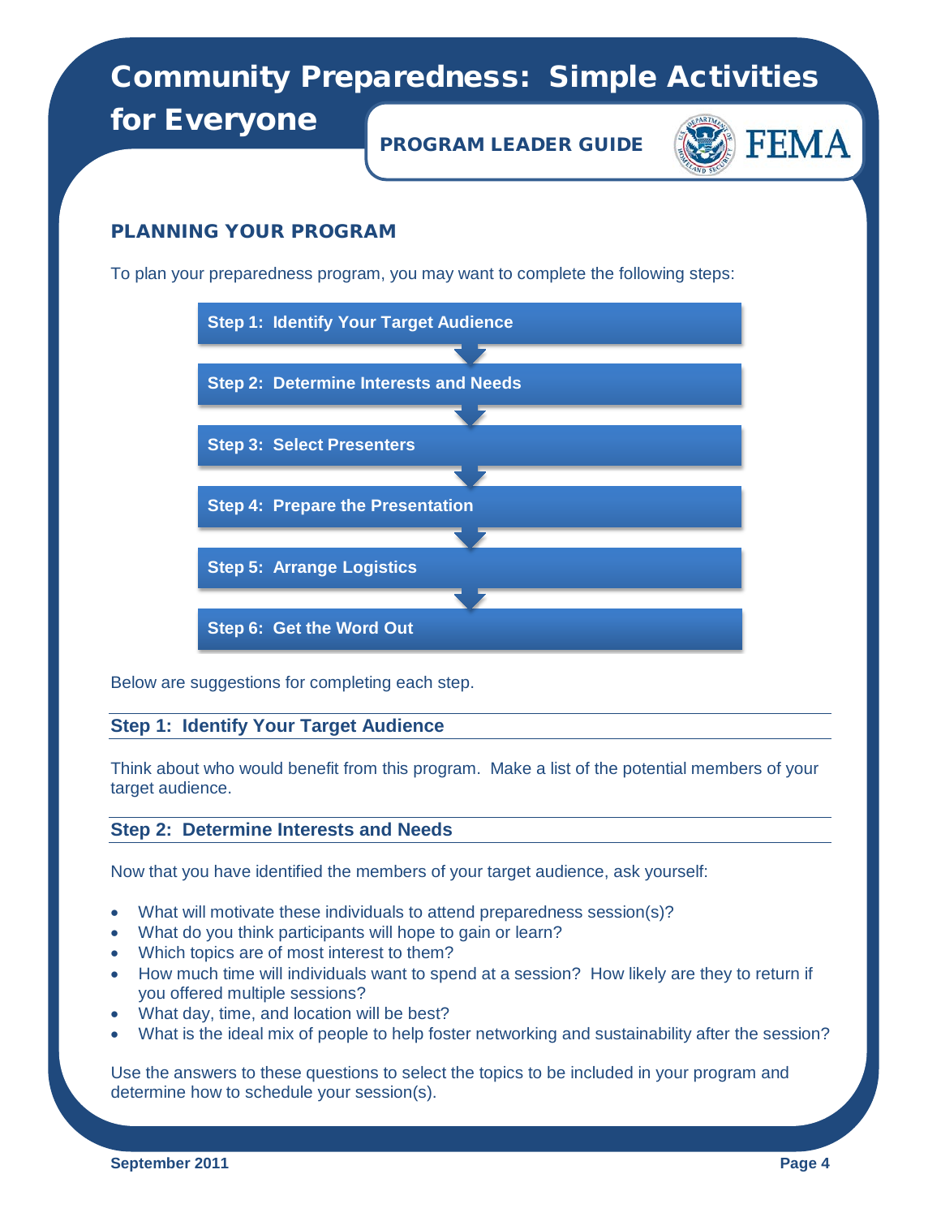## PLANNING YOUR PROGRAM

To plan your preparedness program, you may want to complete the following steps:

- **Step 1: Identify Your Target Audience**
- **Step 2: Determine Interests and Needs**
- **Step 3: Select Presenters**
- **Step 4: Prepare the Presentation**
- **Step 5: Arrange Logistics**
- **Step 6: Get the Word Out**

Below are suggestions for completing each step.

### Step 1: Identify Your Target Audience

Think about who would benefit from this program. Make a list of the potential members of your target audience.

### Step 2: Determine Interests and Needs

Now that you have identified the members of your target audience, ask yourself:

- What will motivate these individuals to attend preparedness session(s)?
- What do you think participants will hope to gain or learn?
- Which topics are of most interest to them?
- How much time will individuals want to spend at a session? How likely are they to return if you offered multiple sessions?
- What day, time, and location will be best?
- What is the ideal mix of people to help foster networking and sustainability after the session?

Use the answers to these questions to select the topics to be included in your program and determine how to schedule your session(s).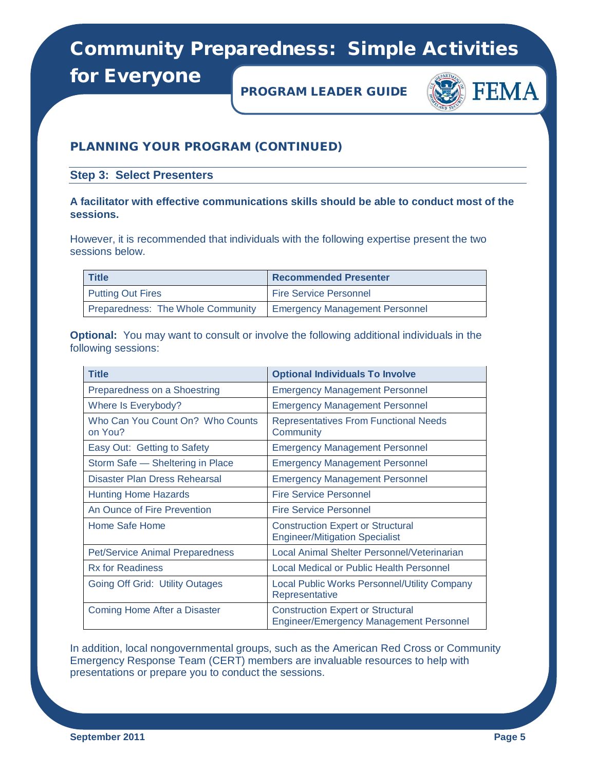## PLANNING YOUR PROGRAM (CONTINUED)

### Step 3: Select Presenters

**A facilitator with effective communications skills should be able to conduct most of the sessions.**

However, it is recommended that individuals with the following expertise present the two sessions below.

| Title | Recommended Presenter |
| --- | --- |
| Putting Out Fires | Fire Service Personnel |
| Preparedness: The Whole Community | Emergency Management Personnel |

**Optional:** You may want to consult or involve the following additional individuals in the following sessions:

| Title | Optional Individuals To Involve |
| --- | --- |
| Preparedness on a Shoestring | Emergency Management Personnel |
| Where Is Everybody? | Emergency Management Personnel |
| Who Can You Count On? Who Counts on You? | Representatives From Functional Needs Community |
| Easy Out: Getting to Safety | Emergency Management Personnel |
| Storm Safe — Sheltering in Place | Emergency Management Personnel |
| Disaster Plan Dress Rehearsal | Emergency Management Personnel |
| Hunting Home Hazards | Fire Service Personnel |
| An Ounce of Fire Prevention | Fire Service Personnel |
| Home Safe Home | Construction Expert or Structural Engineer/Mitigation Specialist |
| Pet/Service Animal Preparedness | Local Animal Shelter Personnel/Veterinarian |
| Rx for Readiness | Local Medical or Public Health Personnel |
| Going Off Grid: Utility Outages | Local Public Works Personnel/Utility Company Representative |
| Coming Home After a Disaster | Construction Expert or Structural Engineer/Emergency Management Personnel |

In addition, local nongovernmental groups, such as the American Red Cross or Community Emergency Response Team (CERT) members are invaluable resources to help with presentations or prepare you to conduct the sessions.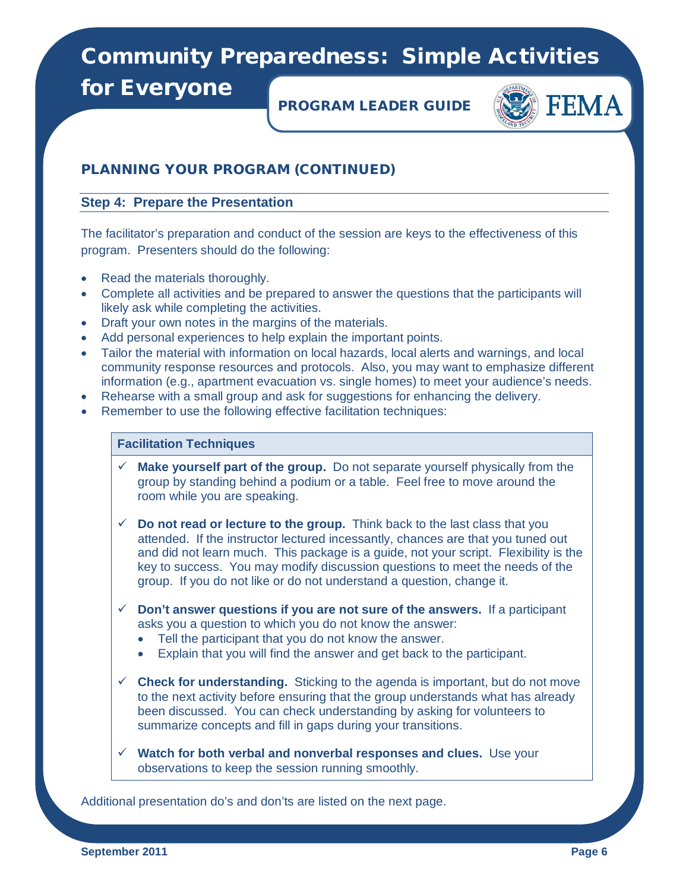## PLANNING YOUR PROGRAM (CONTINUED)

### Step 4: Prepare the Presentation

The facilitator's preparation and conduct of the session are keys to the effectiveness of this program. Presenters should do the following:

- Read the materials thoroughly.
- Complete all activities and be prepared to answer the questions that the participants will likely ask while completing the activities.
- Draft your own notes in the margins of the materials.
- Add personal experiences to help explain the important points.
- Tailor the material with information on local hazards, local alerts and warnings, and local community response resources and protocols. Also, you may want to emphasize different information (e.g., apartment evacuation vs. single homes) to meet your audience's needs.
- Rehearse with a small group and ask for suggestions for enhancing the delivery.
- Remember to use the following effective facilitation techniques:

**Facilitation Techniques**

- ✓ **Make yourself part of the group.** Do not separate yourself physically from the group by standing behind a podium or a table. Feel free to move around the room while you are speaking.
- ✓ **Do not read or lecture to the group.** Think back to the last class that you attended. If the instructor lectured incessantly, chances are that you tuned out and did not learn much. This package is a guide, not your script. Flexibility is the key to success. You may modify discussion questions to meet the needs of the group. If you do not like or do not understand a question, change it.
- ✓ **Don't answer questions if you are not sure of the answers.** If a participant asks you a question to which you do not know the answer:
  - Tell the participant that you do not know the answer.
  - Explain that you will find the answer and get back to the participant.
- ✓ **Check for understanding.** Sticking to the agenda is important, but do not move to the next activity before ensuring that the group understands what has already been discussed. You can check understanding by asking for volunteers to summarize concepts and fill in gaps during your transitions.
- ✓ **Watch for both verbal and nonverbal responses and clues.** Use your observations to keep the session running smoothly.

Additional presentation do's and don'ts are listed on the next page.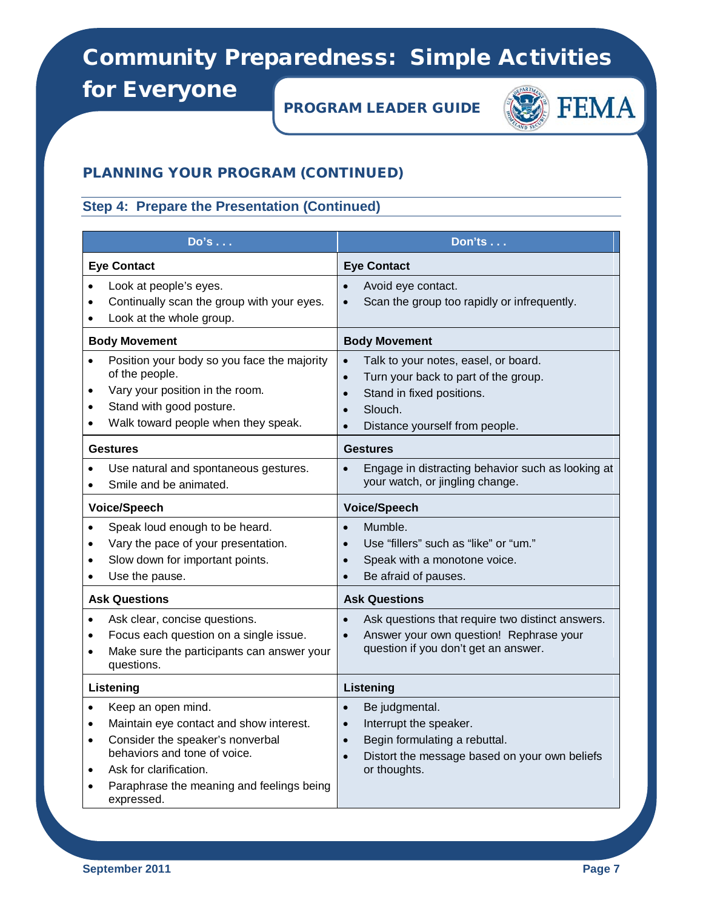## PLANNING YOUR PROGRAM (CONTINUED)

### Step 4: Prepare the Presentation (Continued)

| Do's . . . | Don'ts . . . |
|---|---|
| **Eye Contact** | **Eye Contact** |
| • Look at people's eyes.<br>• Continually scan the group with your eyes.<br>• Look at the whole group. | • Avoid eye contact.<br>• Scan the group too rapidly or infrequently. |
| **Body Movement** | **Body Movement** |
| • Position your body so you face the majority of the people.<br>• Vary your position in the room.<br>• Stand with good posture.<br>• Walk toward people when they speak. | • Talk to your notes, easel, or board.<br>• Turn your back to part of the group.<br>• Stand in fixed positions.<br>• Slouch.<br>• Distance yourself from people. |
| **Gestures** | **Gestures** |
| • Use natural and spontaneous gestures.<br>• Smile and be animated. | • Engage in distracting behavior such as looking at your watch, or jingling change. |
| **Voice/Speech** | **Voice/Speech** |
| • Speak loud enough to be heard.<br>• Vary the pace of your presentation.<br>• Slow down for important points.<br>• Use the pause. | • Mumble.<br>• Use "fillers" such as "like" or "um."<br>• Speak with a monotone voice.<br>• Be afraid of pauses. |
| **Ask Questions** | **Ask Questions** |
| • Ask clear, concise questions.<br>• Focus each question on a single issue.<br>• Make sure the participants can answer your questions. | • Ask questions that require two distinct answers.<br>• Answer your own question! Rephrase your question if you don't get an answer. |
| **Listening** | **Listening** |
| • Keep an open mind.<br>• Maintain eye contact and show interest.<br>• Consider the speaker's nonverbal behaviors and tone of voice.<br>• Ask for clarification.<br>• Paraphrase the meaning and feelings being expressed. | • Be judgmental.<br>• Interrupt the speaker.<br>• Begin formulating a rebuttal.<br>• Distort the message based on your own beliefs or thoughts. |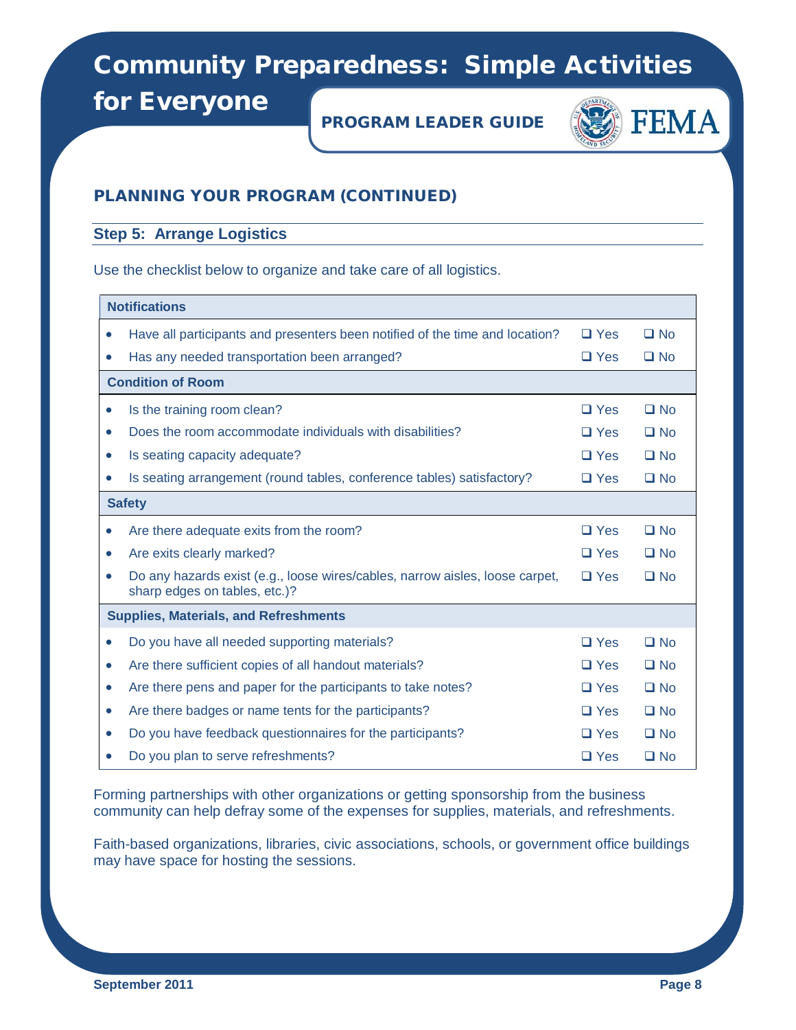## PLANNING YOUR PROGRAM (CONTINUED)

### Step 5: Arrange Logistics

Use the checklist below to organize and take care of all logistics.

| Notifications | | |
|---|---|---|
| • Have all participants and presenters been notified of the time and location? | ❑ Yes | ❑ No |
| • Has any needed transportation been arranged? | ❑ Yes | ❑ No |
| **Condition of Room** | | |
| • Is the training room clean? | ❑ Yes | ❑ No |
| • Does the room accommodate individuals with disabilities? | ❑ Yes | ❑ No |
| • Is seating capacity adequate? | ❑ Yes | ❑ No |
| • Is seating arrangement (round tables, conference tables) satisfactory? | ❑ Yes | ❑ No |
| **Safety** | | |
| • Are there adequate exits from the room? | ❑ Yes | ❑ No |
| • Are exits clearly marked? | ❑ Yes | ❑ No |
| • Do any hazards exist (e.g., loose wires/cables, narrow aisles, loose carpet, sharp edges on tables, etc.)? | ❑ Yes | ❑ No |
| **Supplies, Materials, and Refreshments** | | |
| • Do you have all needed supporting materials? | ❑ Yes | ❑ No |
| • Are there sufficient copies of all handout materials? | ❑ Yes | ❑ No |
| • Are there pens and paper for the participants to take notes? | ❑ Yes | ❑ No |
| • Are there badges or name tents for the participants? | ❑ Yes | ❑ No |
| • Do you have feedback questionnaires for the participants? | ❑ Yes | ❑ No |
| • Do you plan to serve refreshments? | ❑ Yes | ❑ No |

Forming partnerships with other organizations or getting sponsorship from the business community can help defray some of the expenses for supplies, materials, and refreshments.

Faith-based organizations, libraries, civic associations, schools, or government office buildings may have space for hosting the sessions.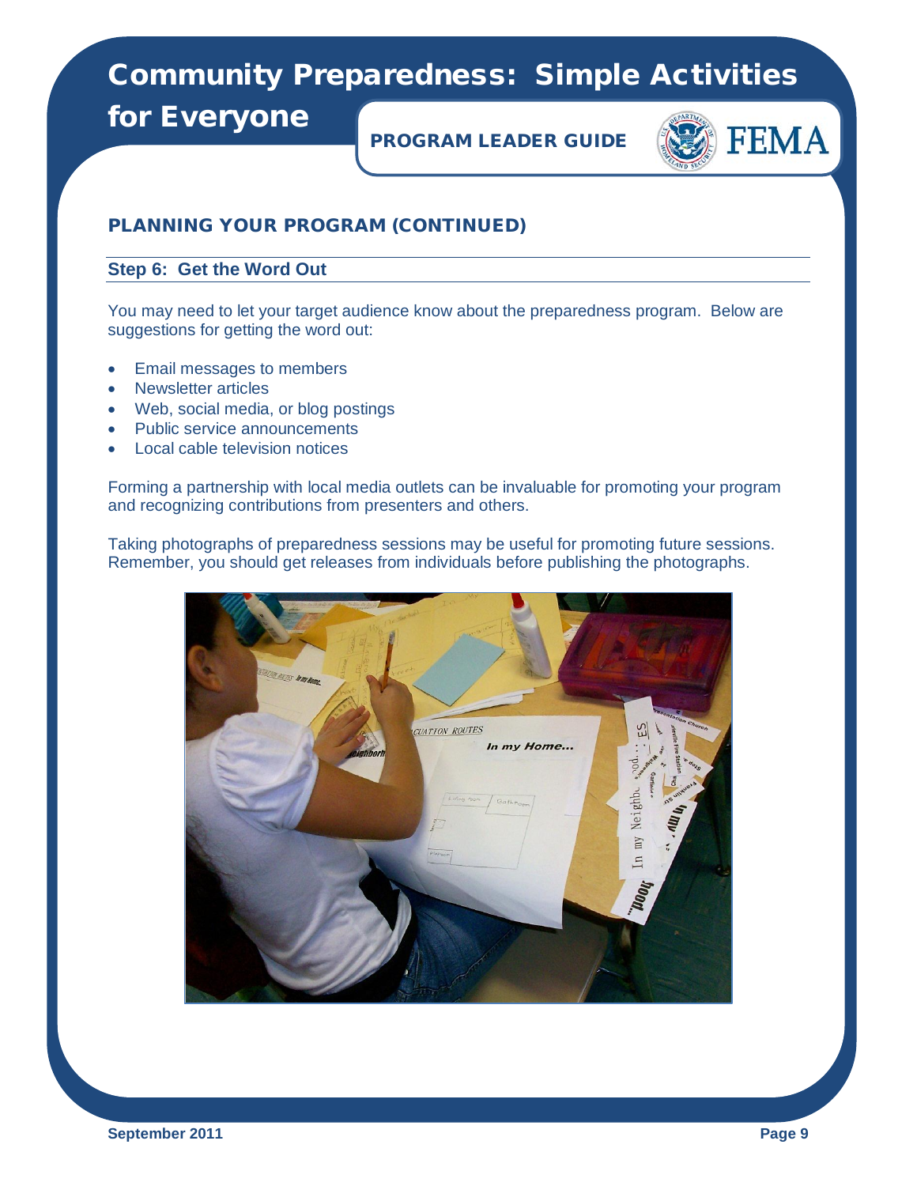## PLANNING YOUR PROGRAM (CONTINUED)

### Step 6: Get the Word Out

You may need to let your target audience know about the preparedness program. Below are suggestions for getting the word out:

- Email messages to members
- Newsletter articles
- Web, social media, or blog postings
- Public service announcements
- Local cable television notices

Forming a partnership with local media outlets can be invaluable for promoting your program and recognizing contributions from presenters and others.

Taking photographs of preparedness sessions may be useful for promoting future sessions. Remember, you should get releases from individuals before publishing the photographs.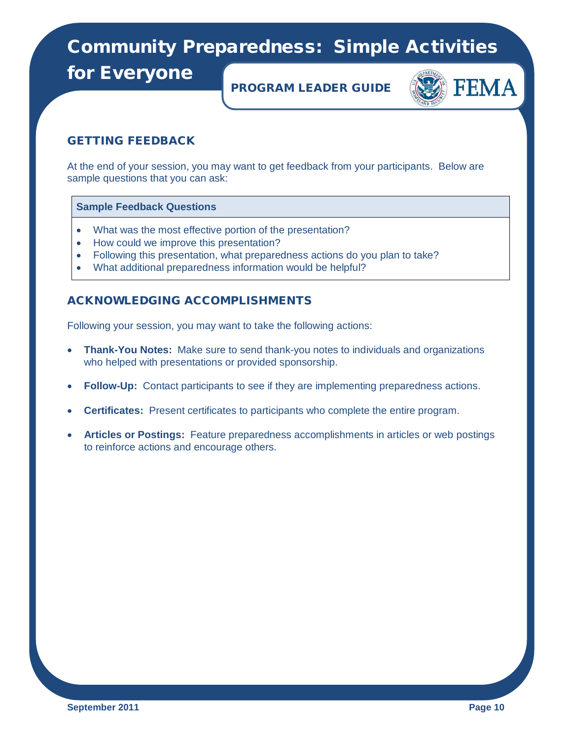## GETTING FEEDBACK

At the end of your session, you may want to get feedback from your participants. Below are sample questions that you can ask:

| Sample Feedback Questions |
| --- |
| • What was the most effective portion of the presentation?<br>• How could we improve this presentation?<br>• Following this presentation, what preparedness actions do you plan to take?<br>• What additional preparedness information would be helpful? |

## ACKNOWLEDGING ACCOMPLISHMENTS

Following your session, you may want to take the following actions:

- **Thank-You Notes:** Make sure to send thank-you notes to individuals and organizations who helped with presentations or provided sponsorship.
- **Follow-Up:** Contact participants to see if they are implementing preparedness actions.
- **Certificates:** Present certificates to participants who complete the entire program.
- **Articles or Postings:** Feature preparedness accomplishments in articles or web postings to reinforce actions and encourage others.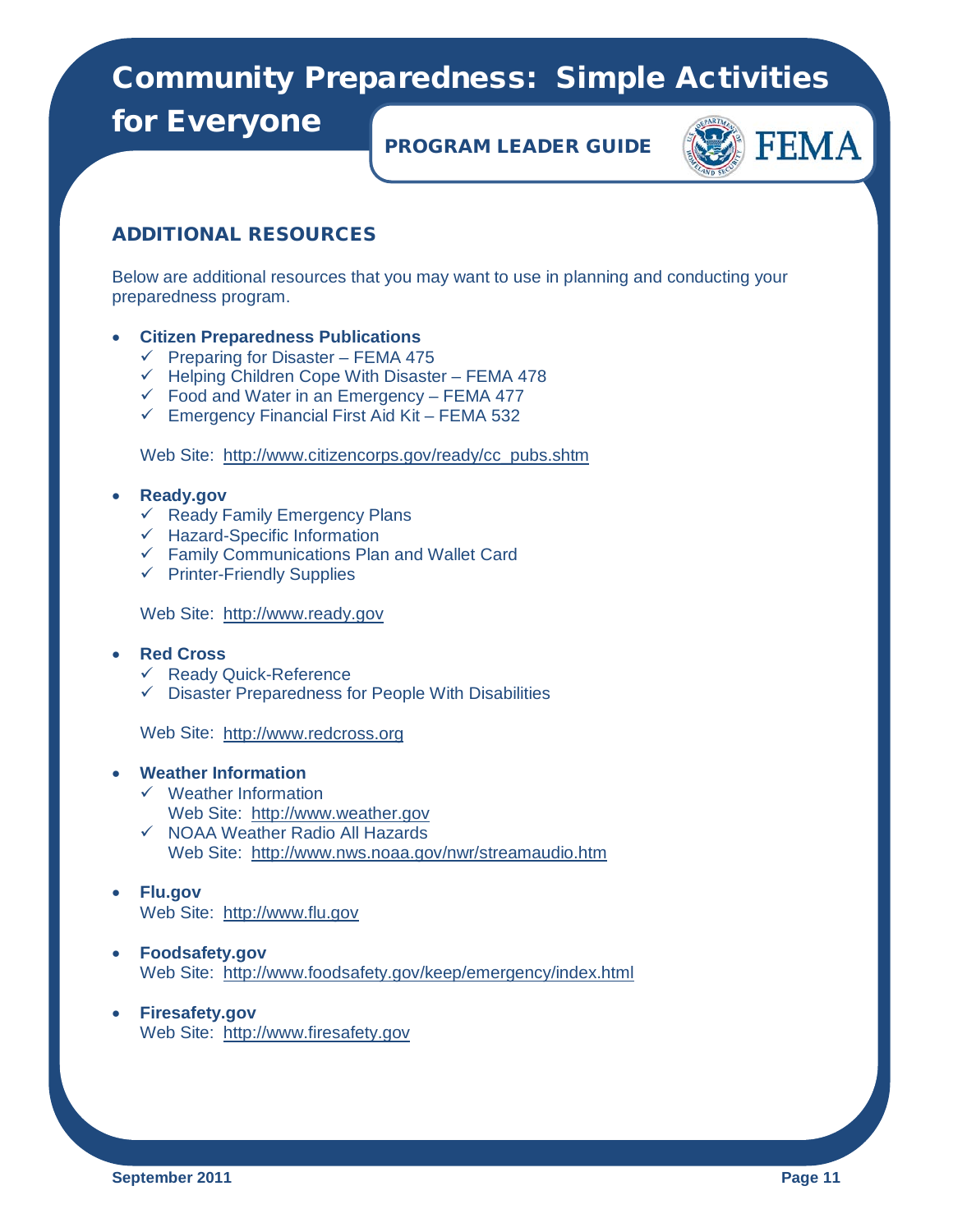## ADDITIONAL RESOURCES

Below are additional resources that you may want to use in planning and conducting your preparedness program.

- **Citizen Preparedness Publications**
  - ✓ Preparing for Disaster – FEMA 475
  - ✓ Helping Children Cope With Disaster – FEMA 478
  - ✓ Food and Water in an Emergency – FEMA 477
  - ✓ Emergency Financial First Aid Kit – FEMA 532

  Web Site: http://www.citizencorps.gov/ready/cc_pubs.shtm

- **Ready.gov**
  - ✓ Ready Family Emergency Plans
  - ✓ Hazard-Specific Information
  - ✓ Family Communications Plan and Wallet Card
  - ✓ Printer-Friendly Supplies

  Web Site: http://www.ready.gov

- **Red Cross**
  - ✓ Ready Quick-Reference
  - ✓ Disaster Preparedness for People With Disabilities

  Web Site: http://www.redcross.org

- **Weather Information**
  - ✓ Weather Information
    Web Site: http://www.weather.gov
  - ✓ NOAA Weather Radio All Hazards
    Web Site: http://www.nws.noaa.gov/nwr/streamaudio.htm

- **Flu.gov**
  Web Site: http://www.flu.gov

- **Foodsafety.gov**
  Web Site: http://www.foodsafety.gov/keep/emergency/index.html

- **Firesafety.gov**
  Web Site: http://www.firesafety.gov